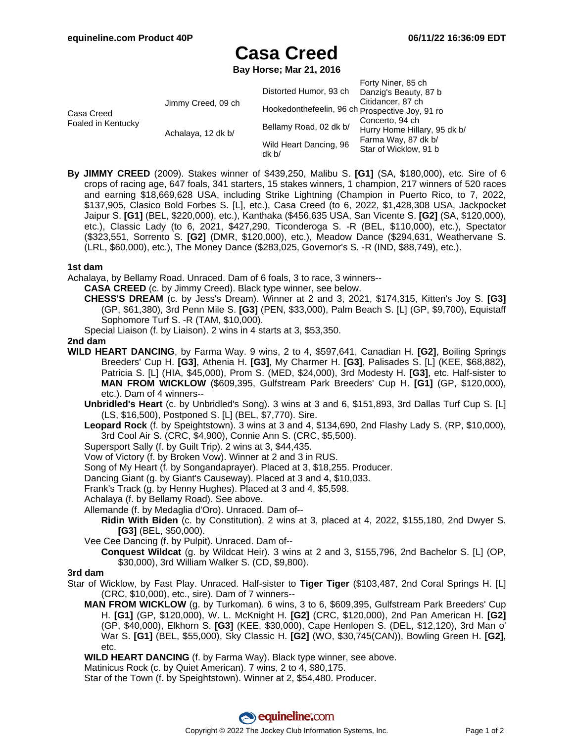# Casa Creed

**Bay Horse; Mar 21, 2016**

| | | | |
|---|---|---|---|
| Casa Creed Foaled in Kentucky | Jimmy Creed, 09 ch | Distorted Humor, 93 ch | Forty Niner, 85 ch |
| | | | Danzig's Beauty, 87 b |
| | | Hookedonthefeelin, 96 ch | Citidancer, 87 ch |
| | | | Prospective Joy, 91 ro |
| | Achalaya, 12 dk b/ | Bellamy Road, 02 dk b/ | Concerto, 94 ch |
| | | | Hurry Home Hillary, 95 dk b/ |
| | | Wild Heart Dancing, 96 dk b/ | Farma Way, 87 dk b/ |
| | | | Star of Wicklow, 91 b |

**By JIMMY CREED** (2009). Stakes winner of $439,250, Malibu S. **[G1]** (SA, $180,000), etc. Sire of 6 crops of racing age, 647 foals, 341 starters, 15 stakes winners, 1 champion, 217 winners of 520 races and earning $18,669,628 USA, including Strike Lightning (Champion in Puerto Rico, to 7, 2022, $137,905, Clasico Bold Forbes S. [L], etc.), Casa Creed (to 6, 2022, $1,428,308 USA, Jackpocket Jaipur S. **[G1]** (BEL, $220,000), etc.), Kanthaka ($456,635 USA, San Vicente S. **[G2]** (SA, $120,000), etc.), Classic Lady (to 6, 2021, $427,290, Ticonderoga S. -R (BEL, $110,000), etc.), Spectator ($323,551, Sorrento S. **[G2]** (DMR, $120,000), etc.), Meadow Dance ($294,631, Weathervane S. (LRL, $60,000), etc.), The Money Dance ($283,025, Governor's S. -R (IND, $88,749), etc.).

### 1st dam

Achalaya, by Bellamy Road. Unraced. Dam of 6 foals, 3 to race, 3 winners--

- **CASA CREED** (c. by Jimmy Creed). Black type winner, see below.
- **CHESS'S DREAM** (c. by Jess's Dream). Winner at 2 and 3, 2021, $174,315, Kitten's Joy S. **[G3]** (GP, $61,380), 3rd Penn Mile S. **[G3]** (PEN, $33,000), Palm Beach S. [L] (GP, $9,700), Equistaff Sophomore Turf S. -R (TAM, $10,000).
- Special Liaison (f. by Liaison). 2 wins in 4 starts at 3, $53,350.

### 2nd dam

**WILD HEART DANCING**, by Farma Way. 9 wins, 2 to 4, $597,641, Canadian H. **[G2]**, Boiling Springs Breeders' Cup H. **[G3]**, Athenia H. **[G3]**, My Charmer H. **[G3]**, Palisades S. [L] (KEE, $68,882), Patricia S. [L] (HIA, $45,000), Prom S. (MED, $24,000), 3rd Modesty H. **[G3]**, etc. Half-sister to **MAN FROM WICKLOW** ($609,395, Gulfstream Park Breeders' Cup H. **[G1]** (GP, $120,000), etc.). Dam of 4 winners--

- **Unbridled's Heart** (c. by Unbridled's Song). 3 wins at 3 and 6, $151,893, 3rd Dallas Turf Cup S. [L] (LS, $16,500), Postponed S. [L] (BEL, $7,770). Sire.
- **Leopard Rock** (f. by Speightstown). 3 wins at 3 and 4, $134,690, 2nd Flashy Lady S. (RP, $10,000), 3rd Cool Air S. (CRC, $4,900), Connie Ann S. (CRC, $5,500).
- Supersport Sally (f. by Guilt Trip). 2 wins at 3, $44,435.
- Vow of Victory (f. by Broken Vow). Winner at 2 and 3 in RUS.
- Song of My Heart (f. by Songandaprayer). Placed at 3, $18,255. Producer.
- Dancing Giant (g. by Giant's Causeway). Placed at 3 and 4, $10,033.
- Frank's Track (g. by Henny Hughes). Placed at 3 and 4, $5,598.
- Achalaya (f. by Bellamy Road). See above.
- Allemande (f. by Medaglia d'Oro). Unraced. Dam of--
  - **Ridin With Biden** (c. by Constitution). 2 wins at 3, placed at 4, 2022, $155,180, 2nd Dwyer S. **[G3]** (BEL, $50,000).
- Vee Cee Dancing (f. by Pulpit). Unraced. Dam of--
  - **Conquest Wildcat** (g. by Wildcat Heir). 3 wins at 2 and 3, $155,796, 2nd Bachelor S. [L] (OP, $30,000), 3rd William Walker S. (CD, $9,800).

### 3rd dam

Star of Wicklow, by Fast Play. Unraced. Half-sister to **Tiger Tiger** ($103,487, 2nd Coral Springs H. [L] (CRC, $10,000), etc., sire). Dam of 7 winners--

- **MAN FROM WICKLOW** (g. by Turkoman). 6 wins, 3 to 6, $609,395, Gulfstream Park Breeders' Cup H. **[G1]** (GP, $120,000), W. L. McKnight H. **[G2]** (CRC, $120,000), 2nd Pan American H. **[G2]** (GP, $40,000), Elkhorn S. **[G3]** (KEE, $30,000), Cape Henlopen S. (DEL, $12,120), 3rd Man o' War S. **[G1]** (BEL, $55,000), Sky Classic H. **[G2]** (WO, $30,745(CAN)), Bowling Green H. **[G2]**, etc.
- **WILD HEART DANCING** (f. by Farma Way). Black type winner, see above.
- Matinicus Rock (c. by Quiet American). 7 wins, 2 to 4, $80,175.
- Star of the Town (f. by Speightstown). Winner at 2, $54,480. Producer.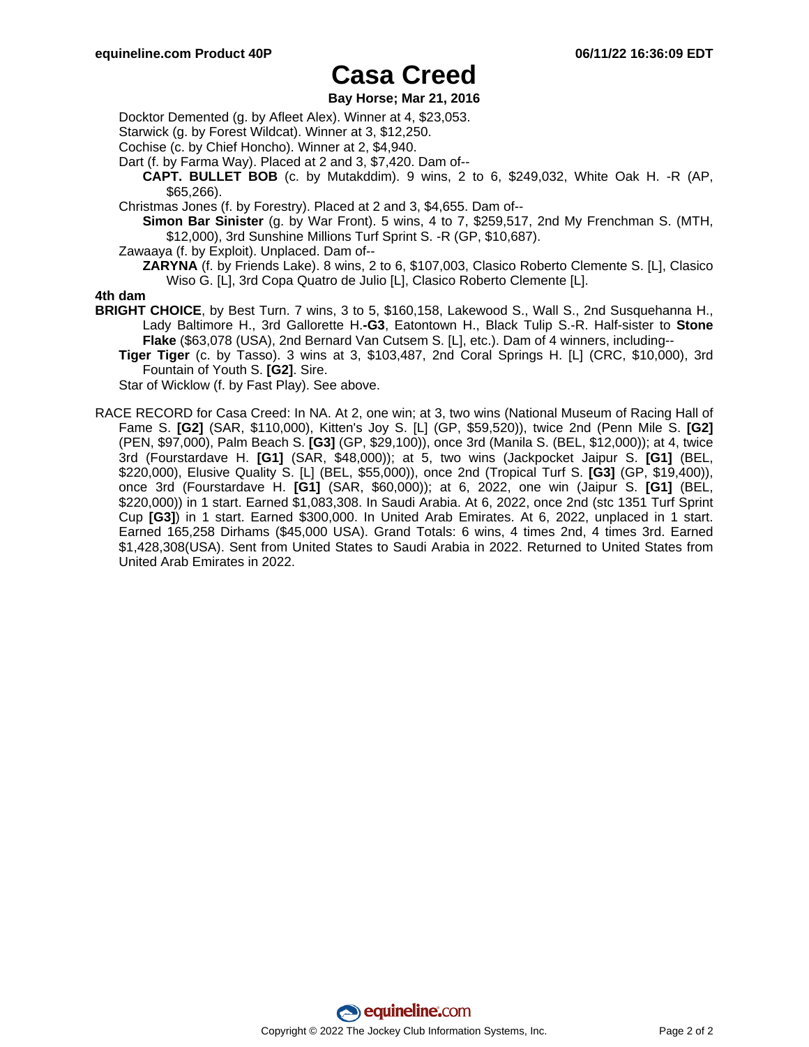# Casa Creed

**Bay Horse; Mar 21, 2016**

Docktor Demented (g. by Afleet Alex). Winner at 4, $23,053.

Starwick (g. by Forest Wildcat). Winner at 3, $12,250.

Cochise (c. by Chief Honcho). Winner at 2, $4,940.

Dart (f. by Farma Way). Placed at 2 and 3, $7,420. Dam of--

**CAPT. BULLET BOB** (c. by Mutakddim). 9 wins, 2 to 6, $249,032, White Oak H. -R (AP, $65,266).

Christmas Jones (f. by Forestry). Placed at 2 and 3, $4,655. Dam of--

**Simon Bar Sinister** (g. by War Front). 5 wins, 4 to 7, $259,517, 2nd My Frenchman S. (MTH, $12,000), 3rd Sunshine Millions Turf Sprint S. -R (GP, $10,687).

Zawaaya (f. by Exploit). Unplaced. Dam of--

**ZARYNA** (f. by Friends Lake). 8 wins, 2 to 6, $107,003, Clasico Roberto Clemente S. [L], Clasico Wiso G. [L], 3rd Copa Quatro de Julio [L], Clasico Roberto Clemente [L].

**4th dam**

**BRIGHT CHOICE**, by Best Turn. 7 wins, 3 to 5, $160,158, Lakewood S., Wall S., 2nd Susquehanna H., Lady Baltimore H., 3rd Gallorette H.**-G3**, Eatontown H., Black Tulip S.-R. Half-sister to **Stone Flake** ($63,078 (USA), 2nd Bernard Van Cutsem S. [L], etc.). Dam of 4 winners, including--

**Tiger Tiger** (c. by Tasso). 3 wins at 3, $103,487, 2nd Coral Springs H. [L] (CRC, $10,000), 3rd Fountain of Youth S. **[G2]**. Sire.

Star of Wicklow (f. by Fast Play). See above.

RACE RECORD for Casa Creed: In NA. At 2, one win; at 3, two wins (National Museum of Racing Hall of Fame S. **[G2]** (SAR, $110,000), Kitten's Joy S. [L] (GP, $59,520)), twice 2nd (Penn Mile S. **[G2]** (PEN, $97,000), Palm Beach S. **[G3]** (GP, $29,100)), once 3rd (Manila S. (BEL, $12,000)); at 4, twice 3rd (Fourstardave H. **[G1]** (SAR, $48,000)); at 5, two wins (Jackpocket Jaipur S. **[G1]** (BEL, $220,000), Elusive Quality S. [L] (BEL, $55,000)), once 2nd (Tropical Turf S. **[G3]** (GP, $19,400)), once 3rd (Fourstardave H. **[G1]** (SAR, $60,000)); at 6, 2022, one win (Jaipur S. **[G1]** (BEL, $220,000)) in 1 start. Earned $1,083,308. In Saudi Arabia. At 6, 2022, once 2nd (stc 1351 Turf Sprint Cup **[G3]**) in 1 start. Earned $300,000. In United Arab Emirates. At 6, 2022, unplaced in 1 start. Earned 165,258 Dirhams ($45,000 USA). Grand Totals: 6 wins, 4 times 2nd, 4 times 3rd. Earned $1,428,308(USA). Sent from United States to Saudi Arabia in 2022. Returned to United States from United Arab Emirates in 2022.